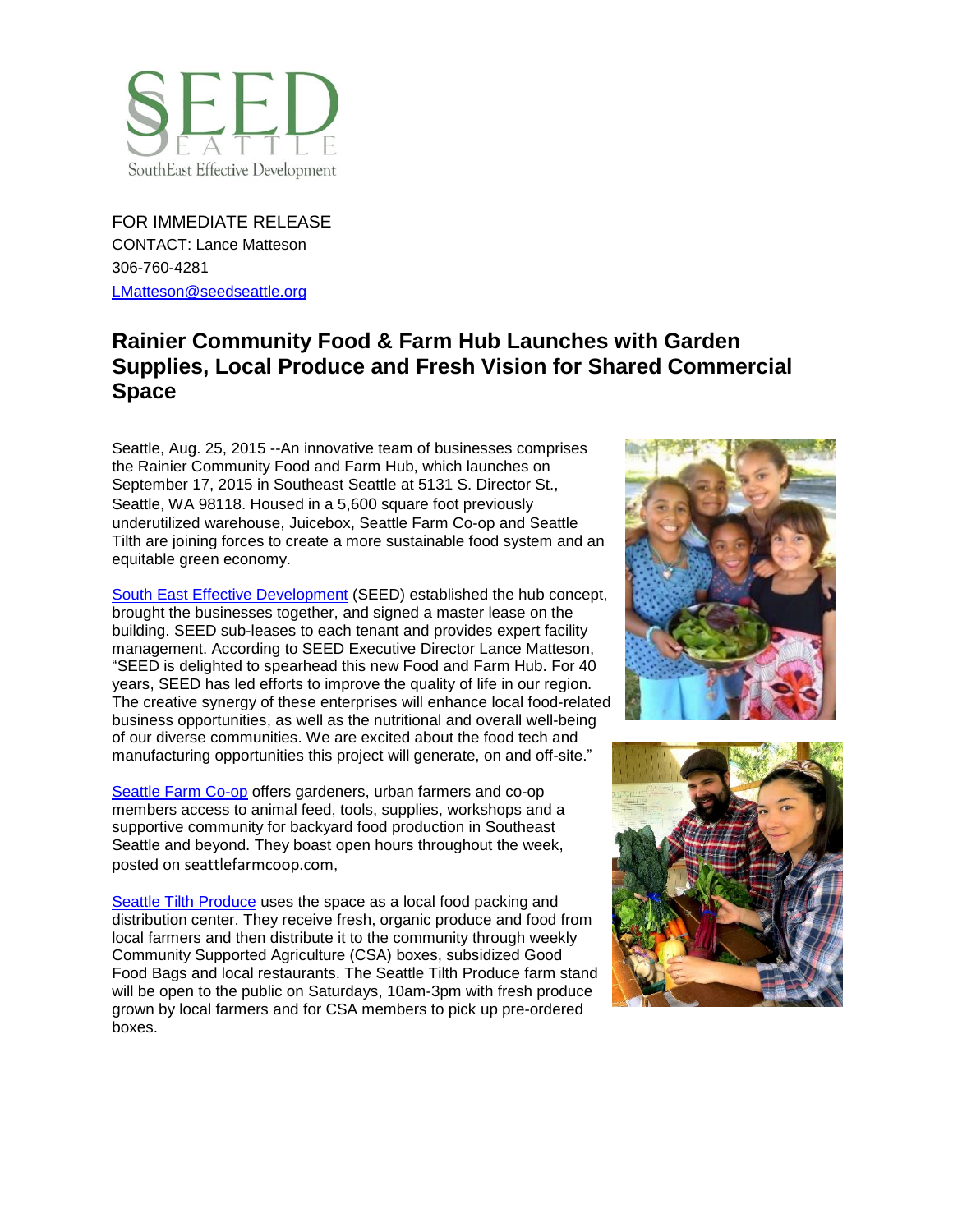SEED SEATTLE
SouthEast Effective Development

FOR IMMEDIATE RELEASE
CONTACT: Lance Matteson
306-760-4281
LMatteson@seedseattle.org

## Rainier Community Food & Farm Hub Launches with Garden Supplies, Local Produce and Fresh Vision for Shared Commercial Space

Seattle, Aug. 25, 2015 --An innovative team of businesses comprises the Rainier Community Food and Farm Hub, which launches on September 17, 2015 in Southeast Seattle at 5131 S. Director St., Seattle, WA 98118. Housed in a 5,600 square foot previously underutilized warehouse, Juicebox, Seattle Farm Co-op and Seattle Tilth are joining forces to create a more sustainable food system and an equitable green economy.

South East Effective Development (SEED) established the hub concept, brought the businesses together, and signed a master lease on the building. SEED sub-leases to each tenant and provides expert facility management. According to SEED Executive Director Lance Matteson, "SEED is delighted to spearhead this new Food and Farm Hub. For 40 years, SEED has led efforts to improve the quality of life in our region. The creative synergy of these enterprises will enhance local food-related business opportunities, as well as the nutritional and overall well-being of our diverse communities. We are excited about the food tech and manufacturing opportunities this project will generate, on and off-site."

Seattle Farm Co-op offers gardeners, urban farmers and co-op members access to animal feed, tools, supplies, workshops and a supportive community for backyard food production in Southeast Seattle and beyond. They boast open hours throughout the week, posted on seattlefarmcoop.com,

Seattle Tilth Produce uses the space as a local food packing and distribution center. They receive fresh, organic produce and food from local farmers and then distribute it to the community through weekly Community Supported Agriculture (CSA) boxes, subsidized Good Food Bags and local restaurants. The Seattle Tilth Produce farm stand will be open to the public on Saturdays, 10am-3pm with fresh produce grown by local farmers and for CSA members to pick up pre-ordered boxes.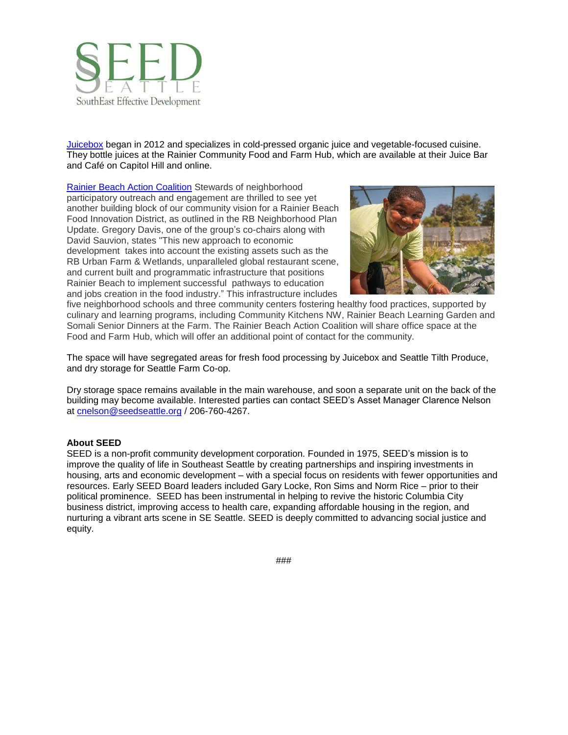SEED SEATTLE
SouthEast Effective Development

Juicebox began in 2012 and specializes in cold-pressed organic juice and vegetable-focused cuisine. They bottle juices at the Rainier Community Food and Farm Hub, which are available at their Juice Bar and Café on Capitol Hill and online.

Rainier Beach Action Coalition Stewards of neighborhood participatory outreach and engagement are thrilled to see yet another building block of our community vision for a Rainier Beach Food Innovation District, as outlined in the RB Neighborhood Plan Update. Gregory Davis, one of the group's co-chairs along with David Sauvion, states "This new approach to economic development takes into account the existing assets such as the RB Urban Farm & Wetlands, unparalleled global restaurant scene, and current built and programmatic infrastructure that positions Rainier Beach to implement successful pathways to education and jobs creation in the food industry." This infrastructure includes five neighborhood schools and three community centers fostering healthy food practices, supported by culinary and learning programs, including Community Kitchens NW, Rainier Beach Learning Garden and Somali Senior Dinners at the Farm. The Rainier Beach Action Coalition will share office space at the Food and Farm Hub, which will offer an additional point of contact for the community.

The space will have segregated areas for fresh food processing by Juicebox and Seattle Tilth Produce, and dry storage for Seattle Farm Co-op.

Dry storage space remains available in the main warehouse, and soon a separate unit on the back of the building may become available. Interested parties can contact SEED's Asset Manager Clarence Nelson at cnelson@seedseattle.org / 206-760-4267.

**About SEED**

SEED is a non-profit community development corporation. Founded in 1975, SEED's mission is to improve the quality of life in Southeast Seattle by creating partnerships and inspiring investments in housing, arts and economic development – with a special focus on residents with fewer opportunities and resources. Early SEED Board leaders included Gary Locke, Ron Sims and Norm Rice – prior to their political prominence. SEED has been instrumental in helping to revive the historic Columbia City business district, improving access to health care, expanding affordable housing in the region, and nurturing a vibrant arts scene in SE Seattle. SEED is deeply committed to advancing social justice and equity.

###